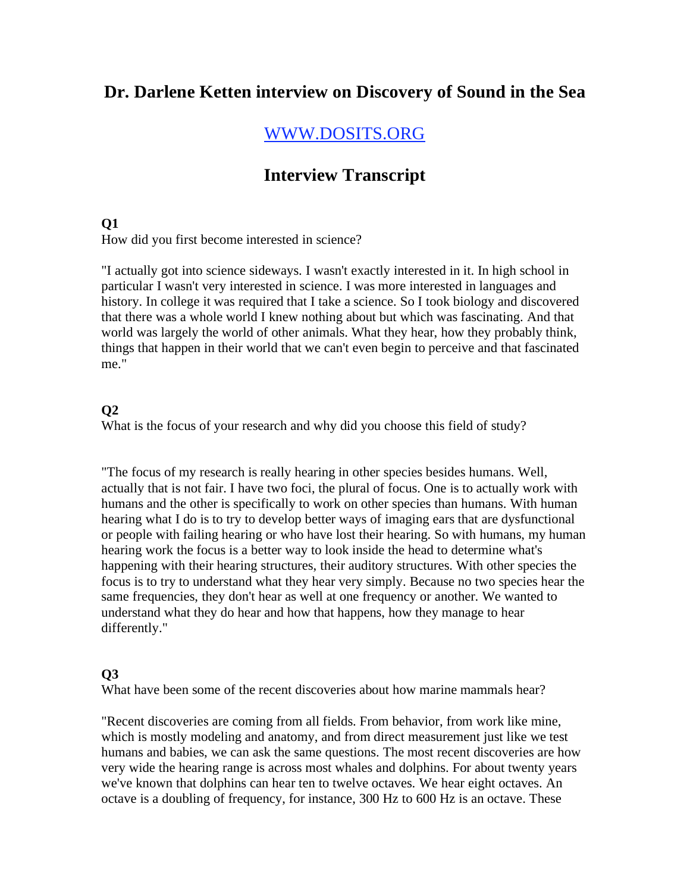# Dr. Darlene Ketten interview on Discovery of Sound in the Sea

## [WWW.DOSITS.ORG](http://www.dosits.org)

## Interview Transcript

**Q1**

How did you first become interested in science?

"I actually got into science sideways. I wasn't exactly interested in it. In high school in particular I wasn't very interested in science. I was more interested in languages and history. In college it was required that I take a science. So I took biology and discovered that there was a whole world I knew nothing about but which was fascinating. And that world was largely the world of other animals. What they hear, how they probably think, things that happen in their world that we can't even begin to perceive and that fascinated me."

**Q2**

What is the focus of your research and why did you choose this field of study?

"The focus of my research is really hearing in other species besides humans. Well, actually that is not fair. I have two foci, the plural of focus. One is to actually work with humans and the other is specifically to work on other species than humans. With human hearing what I do is to try to develop better ways of imaging ears that are dysfunctional or people with failing hearing or who have lost their hearing. So with humans, my human hearing work the focus is a better way to look inside the head to determine what's happening with their hearing structures, their auditory structures. With other species the focus is to try to understand what they hear very simply. Because no two species hear the same frequencies, they don't hear as well at one frequency or another. We wanted to understand what they do hear and how that happens, how they manage to hear differently."

**Q3**

What have been some of the recent discoveries about how marine mammals hear?

"Recent discoveries are coming from all fields. From behavior, from work like mine, which is mostly modeling and anatomy, and from direct measurement just like we test humans and babies, we can ask the same questions. The most recent discoveries are how very wide the hearing range is across most whales and dolphins. For about twenty years we've known that dolphins can hear ten to twelve octaves. We hear eight octaves. An octave is a doubling of frequency, for instance, 300 Hz to 600 Hz is an octave. These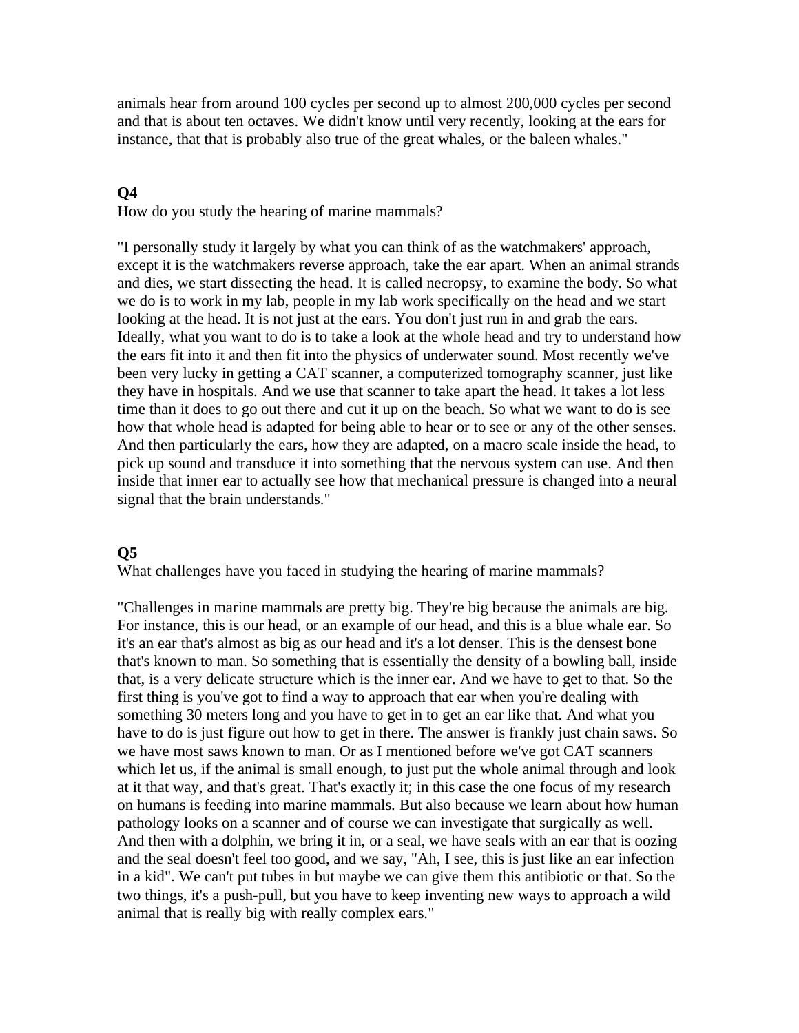animals hear from around 100 cycles per second up to almost 200,000 cycles per second and that is about ten octaves. We didn't know until very recently, looking at the ears for instance, that that is probably also true of the great whales, or the baleen whales."

**Q4**

How do you study the hearing of marine mammals?

"I personally study it largely by what you can think of as the watchmakers' approach, except it is the watchmakers reverse approach, take the ear apart. When an animal strands and dies, we start dissecting the head. It is called necropsy, to examine the body. So what we do is to work in my lab, people in my lab work specifically on the head and we start looking at the head. It is not just at the ears. You don't just run in and grab the ears. Ideally, what you want to do is to take a look at the whole head and try to understand how the ears fit into it and then fit into the physics of underwater sound. Most recently we've been very lucky in getting a CAT scanner, a computerized tomography scanner, just like they have in hospitals. And we use that scanner to take apart the head. It takes a lot less time than it does to go out there and cut it up on the beach. So what we want to do is see how that whole head is adapted for being able to hear or to see or any of the other senses. And then particularly the ears, how they are adapted, on a macro scale inside the head, to pick up sound and transduce it into something that the nervous system can use. And then inside that inner ear to actually see how that mechanical pressure is changed into a neural signal that the brain understands."

**Q5**

What challenges have you faced in studying the hearing of marine mammals?

"Challenges in marine mammals are pretty big. They're big because the animals are big. For instance, this is our head, or an example of our head, and this is a blue whale ear. So it's an ear that's almost as big as our head and it's a lot denser. This is the densest bone that's known to man. So something that is essentially the density of a bowling ball, inside that, is a very delicate structure which is the inner ear. And we have to get to that. So the first thing is you've got to find a way to approach that ear when you're dealing with something 30 meters long and you have to get in to get an ear like that. And what you have to do is just figure out how to get in there. The answer is frankly just chain saws. So we have most saws known to man. Or as I mentioned before we've got CAT scanners which let us, if the animal is small enough, to just put the whole animal through and look at it that way, and that's great. That's exactly it; in this case the one focus of my research on humans is feeding into marine mammals. But also because we learn about how human pathology looks on a scanner and of course we can investigate that surgically as well. And then with a dolphin, we bring it in, or a seal, we have seals with an ear that is oozing and the seal doesn't feel too good, and we say, "Ah, I see, this is just like an ear infection in a kid". We can't put tubes in but maybe we can give them this antibiotic or that. So the two things, it's a push-pull, but you have to keep inventing new ways to approach a wild animal that is really big with really complex ears."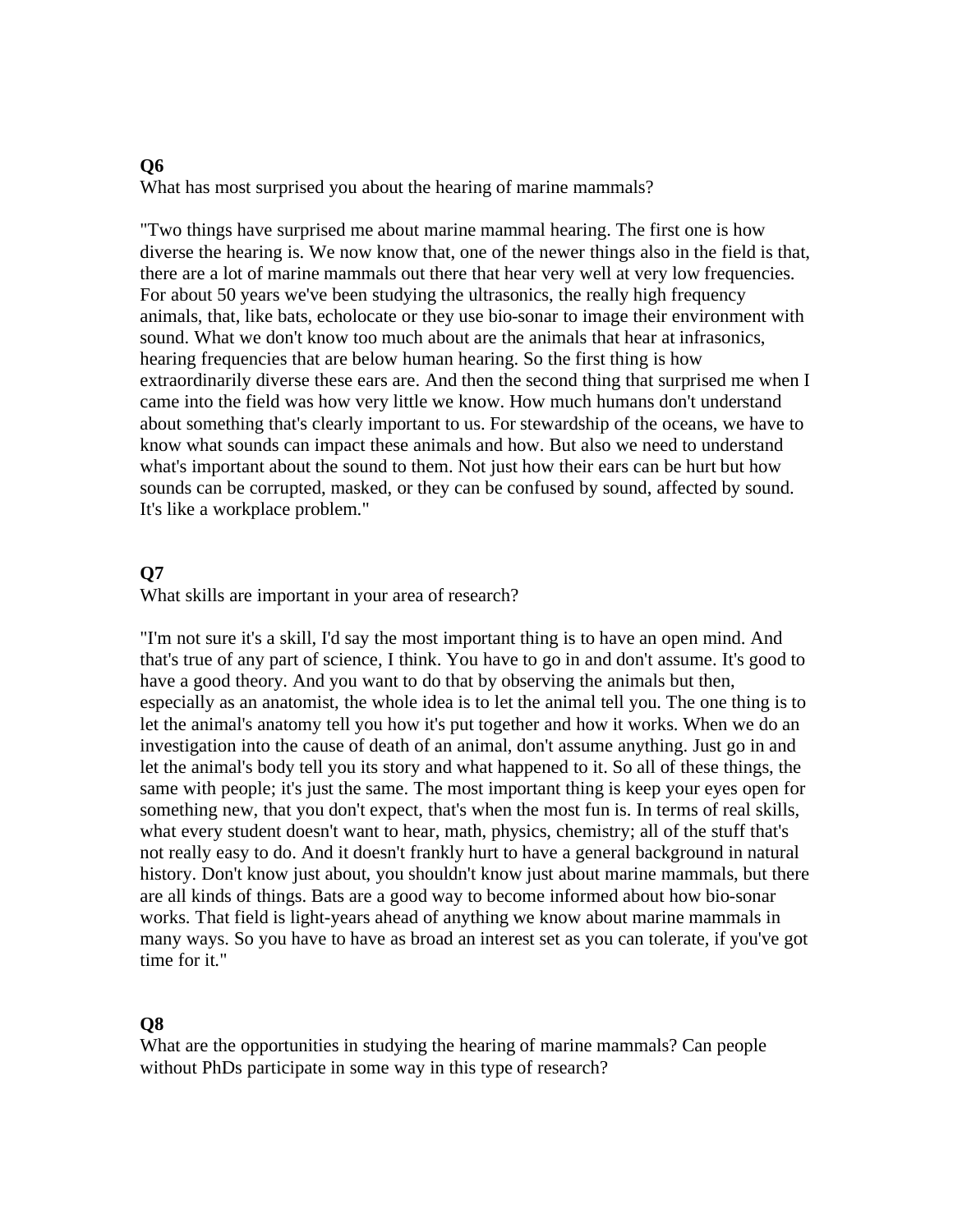**Q6**

What has most surprised you about the hearing of marine mammals?

"Two things have surprised me about marine mammal hearing. The first one is how diverse the hearing is. We now know that, one of the newer things also in the field is that, there are a lot of marine mammals out there that hear very well at very low frequencies. For about 50 years we've been studying the ultrasonics, the really high frequency animals, that, like bats, echolocate or they use bio-sonar to image their environment with sound. What we don't know too much about are the animals that hear at infrasonics, hearing frequencies that are below human hearing. So the first thing is how extraordinarily diverse these ears are. And then the second thing that surprised me when I came into the field was how very little we know. How much humans don't understand about something that's clearly important to us. For stewardship of the oceans, we have to know what sounds can impact these animals and how. But also we need to understand what's important about the sound to them. Not just how their ears can be hurt but how sounds can be corrupted, masked, or they can be confused by sound, affected by sound. It's like a workplace problem."

**Q7**

What skills are important in your area of research?

"I'm not sure it's a skill, I'd say the most important thing is to have an open mind. And that's true of any part of science, I think. You have to go in and don't assume. It's good to have a good theory. And you want to do that by observing the animals but then, especially as an anatomist, the whole idea is to let the animal tell you. The one thing is to let the animal's anatomy tell you how it's put together and how it works. When we do an investigation into the cause of death of an animal, don't assume anything. Just go in and let the animal's body tell you its story and what happened to it. So all of these things, the same with people; it's just the same. The most important thing is keep your eyes open for something new, that you don't expect, that's when the most fun is. In terms of real skills, what every student doesn't want to hear, math, physics, chemistry; all of the stuff that's not really easy to do. And it doesn't frankly hurt to have a general background in natural history. Don't know just about, you shouldn't know just about marine mammals, but there are all kinds of things. Bats are a good way to become informed about how bio-sonar works. That field is light-years ahead of anything we know about marine mammals in many ways. So you have to have as broad an interest set as you can tolerate, if you've got time for it."

**Q8**

What are the opportunities in studying the hearing of marine mammals? Can people without PhDs participate in some way in this type of research?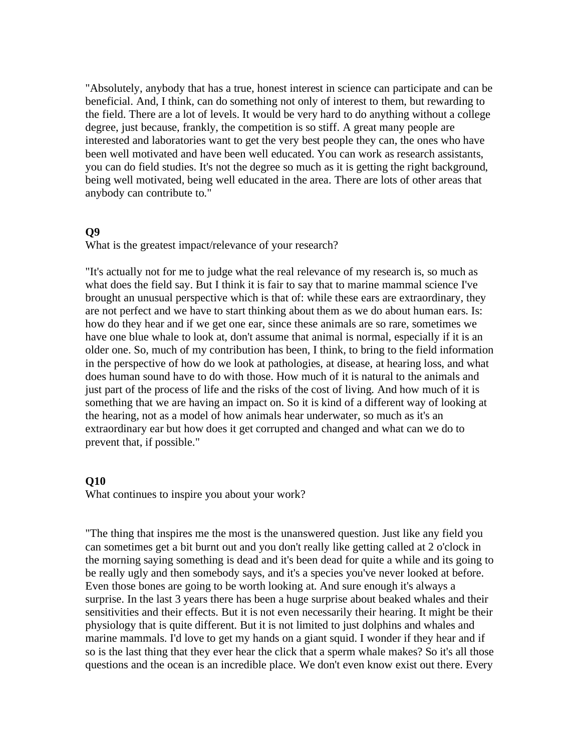"Absolutely, anybody that has a true, honest interest in science can participate and can be beneficial. And, I think, can do something not only of interest to them, but rewarding to the field. There are a lot of levels. It would be very hard to do anything without a college degree, just because, frankly, the competition is so stiff. A great many people are interested and laboratories want to get the very best people they can, the ones who have been well motivated and have been well educated. You can work as research assistants, you can do field studies. It's not the degree so much as it is getting the right background, being well motivated, being well educated in the area. There are lots of other areas that anybody can contribute to."

**Q9**

What is the greatest impact/relevance of your research?

"It's actually not for me to judge what the real relevance of my research is, so much as what does the field say. But I think it is fair to say that to marine mammal science I've brought an unusual perspective which is that of: while these ears are extraordinary, they are not perfect and we have to start thinking about them as we do about human ears. Is: how do they hear and if we get one ear, since these animals are so rare, sometimes we have one blue whale to look at, don't assume that animal is normal, especially if it is an older one. So, much of my contribution has been, I think, to bring to the field information in the perspective of how do we look at pathologies, at disease, at hearing loss, and what does human sound have to do with those. How much of it is natural to the animals and just part of the process of life and the risks of the cost of living. And how much of it is something that we are having an impact on. So it is kind of a different way of looking at the hearing, not as a model of how animals hear underwater, so much as it's an extraordinary ear but how does it get corrupted and changed and what can we do to prevent that, if possible."

**Q10**

What continues to inspire you about your work?

"The thing that inspires me the most is the unanswered question. Just like any field you can sometimes get a bit burnt out and you don't really like getting called at 2 o'clock in the morning saying something is dead and it's been dead for quite a while and its going to be really ugly and then somebody says, and it's a species you've never looked at before. Even those bones are going to be worth looking at. And sure enough it's always a surprise. In the last 3 years there has been a huge surprise about beaked whales and their sensitivities and their effects. But it is not even necessarily their hearing. It might be their physiology that is quite different. But it is not limited to just dolphins and whales and marine mammals. I'd love to get my hands on a giant squid. I wonder if they hear and if so is the last thing that they ever hear the click that a sperm whale makes? So it's all those questions and the ocean is an incredible place. We don't even know exist out there. Every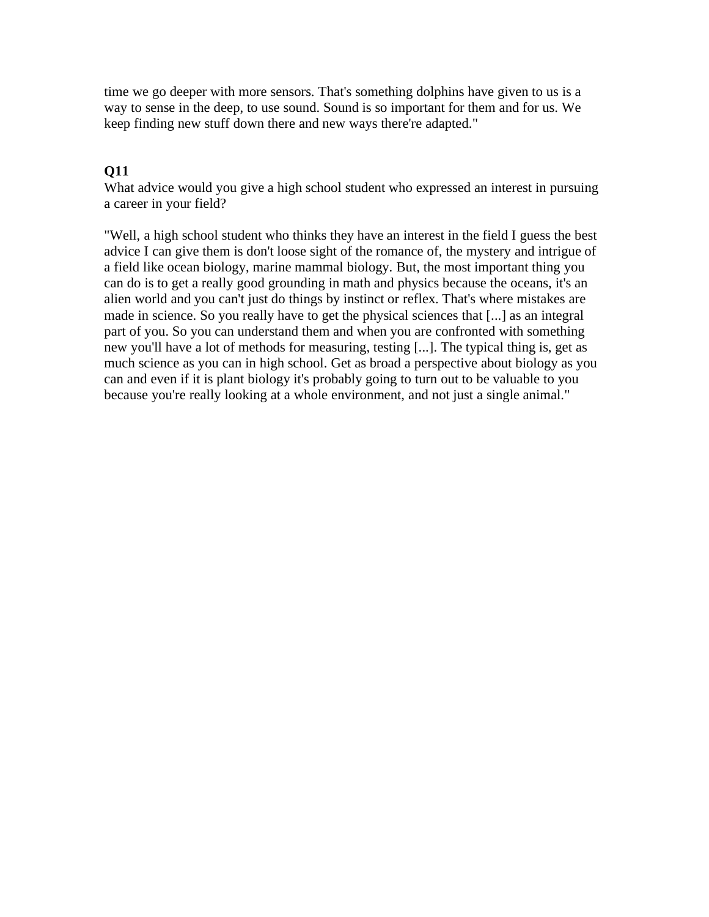time we go deeper with more sensors. That's something dolphins have given to us is a way to sense in the deep, to use sound. Sound is so important for them and for us. We keep finding new stuff down there and new ways there're adapted."

**Q11**

What advice would you give a high school student who expressed an interest in pursuing a career in your field?

"Well, a high school student who thinks they have an interest in the field I guess the best advice I can give them is don't loose sight of the romance of, the mystery and intrigue of a field like ocean biology, marine mammal biology. But, the most important thing you can do is to get a really good grounding in math and physics because the oceans, it's an alien world and you can't just do things by instinct or reflex. That's where mistakes are made in science. So you really have to get the physical sciences that [...] as an integral part of you. So you can understand them and when you are confronted with something new you'll have a lot of methods for measuring, testing [...]. The typical thing is, get as much science as you can in high school. Get as broad a perspective about biology as you can and even if it is plant biology it's probably going to turn out to be valuable to you because you're really looking at a whole environment, and not just a single animal."